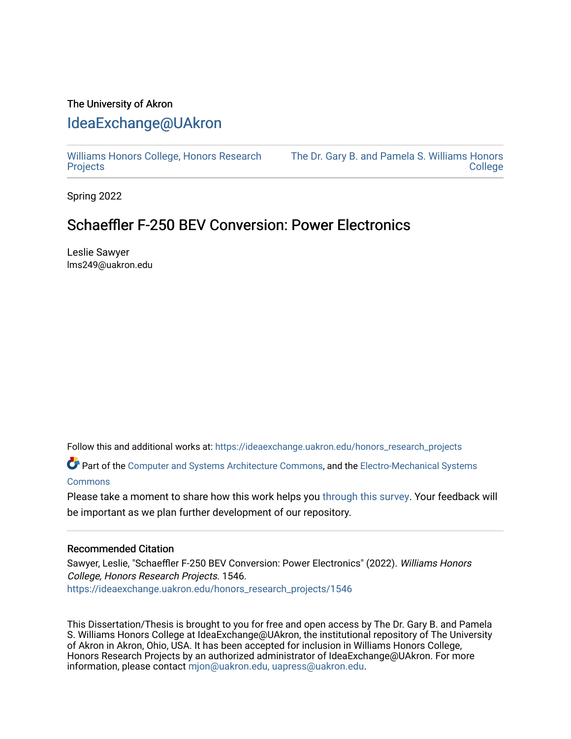The University of Akron

# IdeaExchange@UAkron

Williams Honors College, Honors Research Projects

The Dr. Gary B. and Pamela S. Williams Honors College

Spring 2022

## Schaeffler F-250 BEV Conversion: Power Electronics

Leslie Sawyer
lms249@uakron.edu

Follow this and additional works at: https://ideaexchange.uakron.edu/honors_research_projects

Part of the Computer and Systems Architecture Commons, and the Electro-Mechanical Systems Commons

Please take a moment to share how this work helps you through this survey. Your feedback will be important as we plan further development of our repository.

### Recommended Citation

Sawyer, Leslie, "Schaeffler F-250 BEV Conversion: Power Electronics" (2022). *Williams Honors College, Honors Research Projects*. 1546.
https://ideaexchange.uakron.edu/honors_research_projects/1546

This Dissertation/Thesis is brought to you for free and open access by The Dr. Gary B. and Pamela S. Williams Honors College at IdeaExchange@UAkron, the institutional repository of The University of Akron in Akron, Ohio, USA. It has been accepted for inclusion in Williams Honors College, Honors Research Projects by an authorized administrator of IdeaExchange@UAkron. For more information, please contact mjon@uakron.edu, uapress@uakron.edu.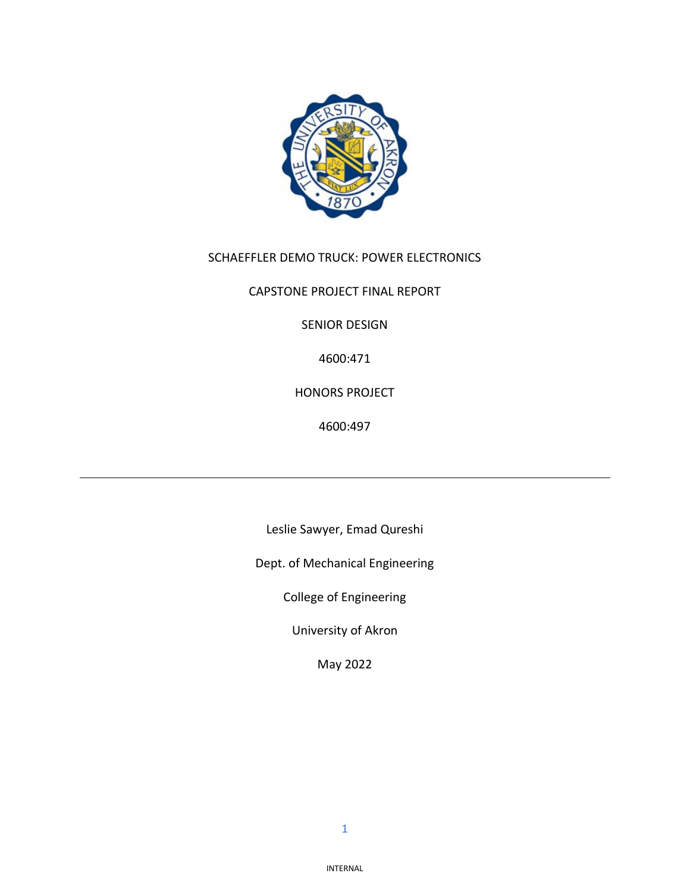SCHAEFFLER DEMO TRUCK: POWER ELECTRONICS

CAPSTONE PROJECT FINAL REPORT

SENIOR DESIGN

4600:471

HONORS PROJECT

4600:497

---

Leslie Sawyer, Emad Qureshi

Dept. of Mechanical Engineering

College of Engineering

University of Akron

May 2022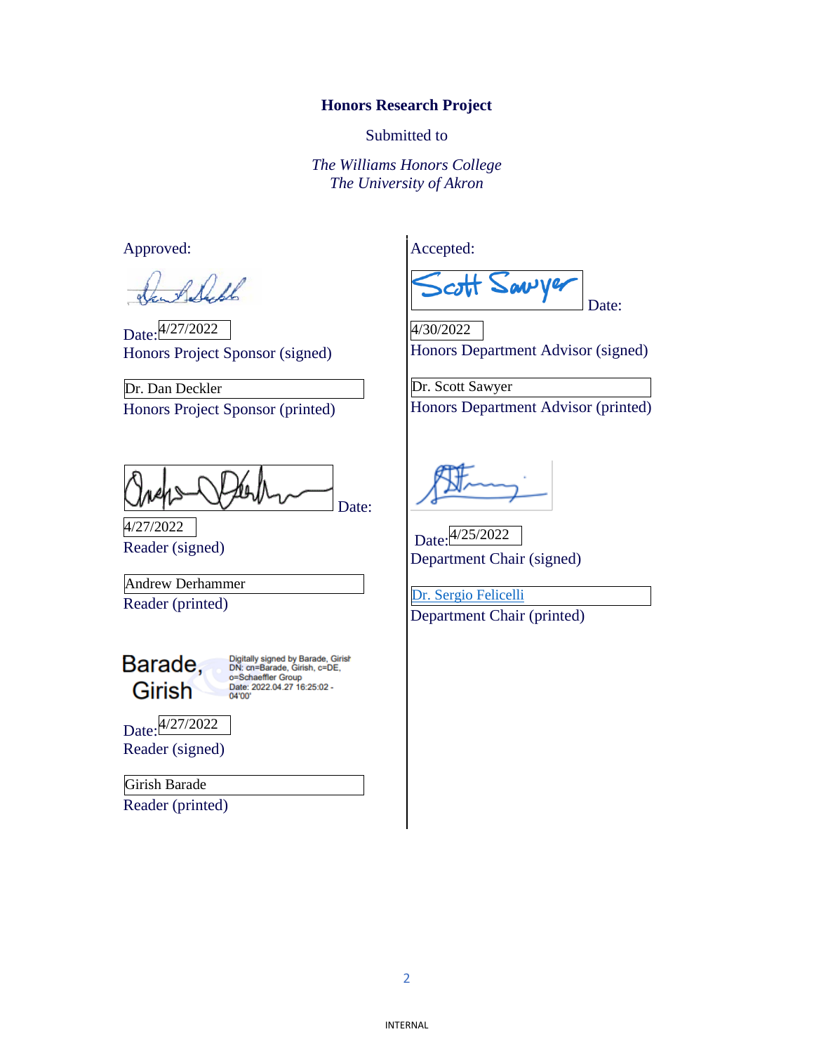**Honors Research Project**

Submitted to

*The Williams Honors College*
*The University of Akron*

Approved:

Date: 4/27/2022
Honors Project Sponsor (signed)

Dr. Dan Deckler
Honors Project Sponsor (printed)

Date: 4/27/2022
Reader (signed)

Andrew Derhammer
Reader (printed)

Barade, Girish — Digitally signed by Barade, Girish DN: cn=Barade, Girish, c=DE, o=Schaeffler Group Date: 2022.04.27 16:25:02 -04'00'

Date: 4/27/2022
Reader (signed)

Girish Barade
Reader (printed)

Accepted:

Date: 4/30/2022
Honors Department Advisor (signed)

Dr. Scott Sawyer
Honors Department Advisor (printed)

Date: 4/25/2022
Department Chair (signed)

Dr. Sergio Felicelli
Department Chair (printed)

INTERNAL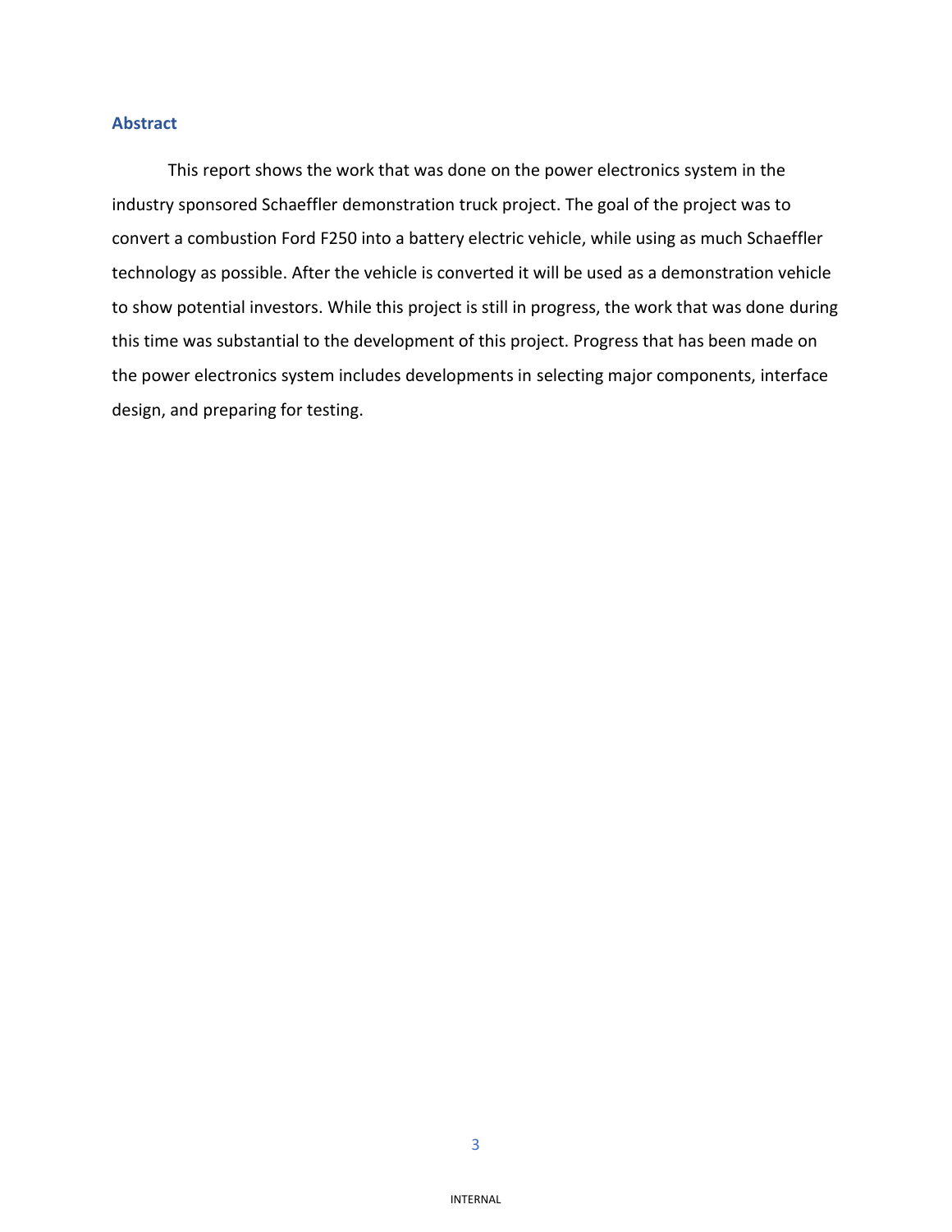## Abstract

This report shows the work that was done on the power electronics system in the industry sponsored Schaeffler demonstration truck project. The goal of the project was to convert a combustion Ford F250 into a battery electric vehicle, while using as much Schaeffler technology as possible. After the vehicle is converted it will be used as a demonstration vehicle to show potential investors. While this project is still in progress, the work that was done during this time was substantial to the development of this project. Progress that has been made on the power electronics system includes developments in selecting major components, interface design, and preparing for testing.